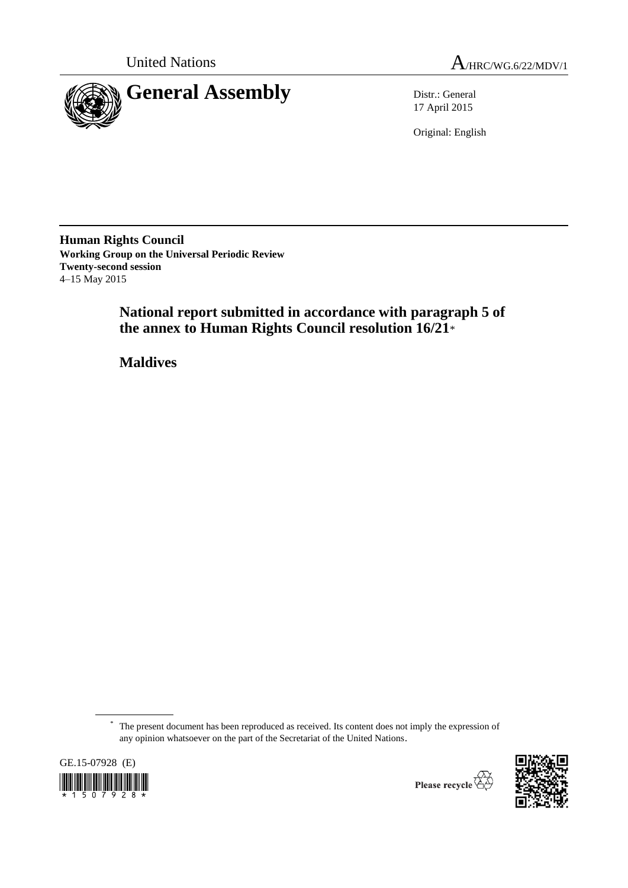United Nations A/HRC/WG.6/22/MDV/1

# General Assembly

Distr.: General
17 April 2015

Original: English

**Human Rights Council**
**Working Group on the Universal Periodic Review**
**Twenty-second session**
4–15 May 2015

## National report submitted in accordance with paragraph 5 of the annex to Human Rights Council resolution 16/21*

## Maldives

\* The present document has been reproduced as received. Its content does not imply the expression of any opinion whatsoever on the part of the Secretariat of the United Nations.

GE.15-07928 (E)

Please recycle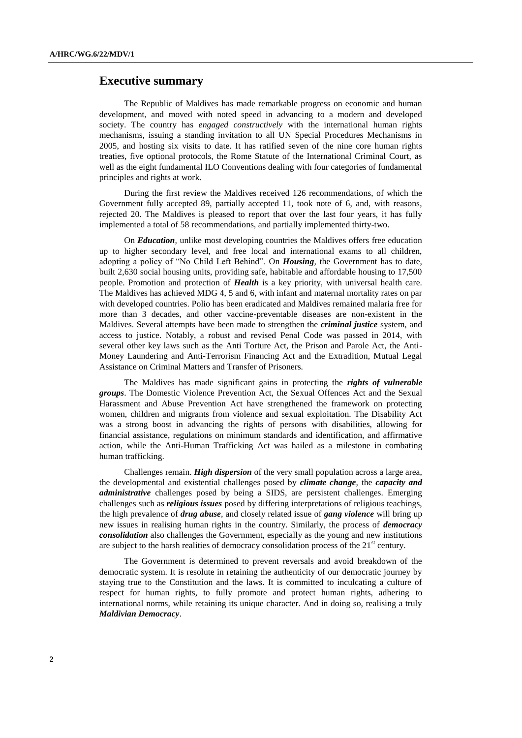## Executive summary

The Republic of Maldives has made remarkable progress on economic and human development, and moved with noted speed in advancing to a modern and developed society. The country has *engaged constructively* with the international human rights mechanisms, issuing a standing invitation to all UN Special Procedures Mechanisms in 2005, and hosting six visits to date. It has ratified seven of the nine core human rights treaties, five optional protocols, the Rome Statute of the International Criminal Court, as well as the eight fundamental ILO Conventions dealing with four categories of fundamental principles and rights at work.

During the first review the Maldives received 126 recommendations, of which the Government fully accepted 89, partially accepted 11, took note of 6, and, with reasons, rejected 20. The Maldives is pleased to report that over the last four years, it has fully implemented a total of 58 recommendations, and partially implemented thirty-two.

On ***Education***, unlike most developing countries the Maldives offers free education up to higher secondary level, and free local and international exams to all children, adopting a policy of "No Child Left Behind". On ***Housing***, the Government has to date, built 2,630 social housing units, providing safe, habitable and affordable housing to 17,500 people. Promotion and protection of ***Health*** is a key priority, with universal health care. The Maldives has achieved MDG 4, 5 and 6, with infant and maternal mortality rates on par with developed countries. Polio has been eradicated and Maldives remained malaria free for more than 3 decades, and other vaccine-preventable diseases are non-existent in the Maldives. Several attempts have been made to strengthen the ***criminal justice*** system, and access to justice. Notably, a robust and revised Penal Code was passed in 2014, with several other key laws such as the Anti Torture Act, the Prison and Parole Act, the Anti-Money Laundering and Anti-Terrorism Financing Act and the Extradition, Mutual Legal Assistance on Criminal Matters and Transfer of Prisoners.

The Maldives has made significant gains in protecting the ***rights of vulnerable groups***. The Domestic Violence Prevention Act, the Sexual Offences Act and the Sexual Harassment and Abuse Prevention Act have strengthened the framework on protecting women, children and migrants from violence and sexual exploitation. The Disability Act was a strong boost in advancing the rights of persons with disabilities, allowing for financial assistance, regulations on minimum standards and identification, and affirmative action, while the Anti-Human Trafficking Act was hailed as a milestone in combating human trafficking.

Challenges remain. ***High dispersion*** of the very small population across a large area, the developmental and existential challenges posed by ***climate change***, the ***capacity and administrative*** challenges posed by being a SIDS, are persistent challenges. Emerging challenges such as ***religious issues*** posed by differing interpretations of religious teachings, the high prevalence of ***drug abuse***, and closely related issue of ***gang violence*** will bring up new issues in realising human rights in the country. Similarly, the process of ***democracy consolidation*** also challenges the Government, especially as the young and new institutions are subject to the harsh realities of democracy consolidation process of the 21st century.

The Government is determined to prevent reversals and avoid breakdown of the democratic system. It is resolute in retaining the authenticity of our democratic journey by staying true to the Constitution and the laws. It is committed to inculcating a culture of respect for human rights, to fully promote and protect human rights, adhering to international norms, while retaining its unique character. And in doing so, realising a truly ***Maldivian Democracy***.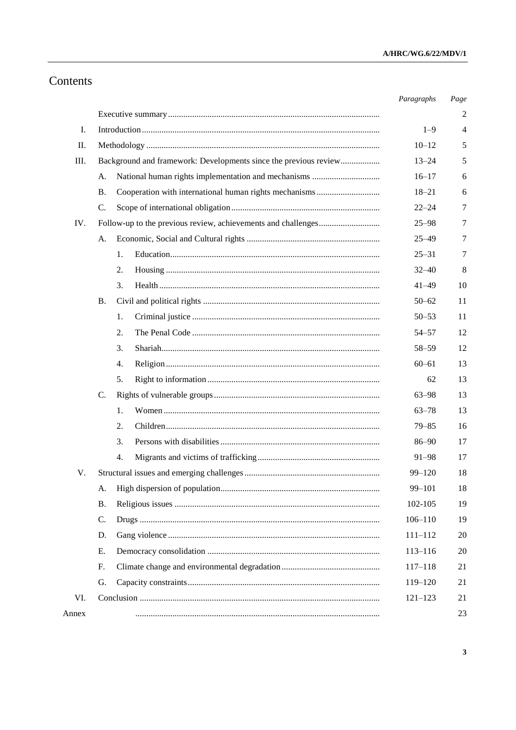# Contents

| | | | Paragraphs | Page |
|---|---|---|---|---|
| | Executive summary | | | 2 |
| I. | Introduction | | 1–9 | 4 |
| II. | Methodology | | 10–12 | 5 |
| III. | Background and framework: Developments since the previous review | | 13–24 | 5 |
| | A. | National human rights implementation and mechanisms | 16–17 | 6 |
| | B. | Cooperation with international human rights mechanisms | 18–21 | 6 |
| | C. | Scope of international obligation | 22–24 | 7 |
| IV. | Follow-up to the previous review, achievements and challenges | | 25–98 | 7 |
| | A. | Economic, Social and Cultural rights | 25–49 | 7 |
| | | 1. Education | 25–31 | 7 |
| | | 2. Housing | 32–40 | 8 |
| | | 3. Health | 41–49 | 10 |
| | B. | Civil and political rights | 50–62 | 11 |
| | | 1. Criminal justice | 50–53 | 11 |
| | | 2. The Penal Code | 54–57 | 12 |
| | | 3. Shariah | 58–59 | 12 |
| | | 4. Religion | 60–61 | 13 |
| | | 5. Right to information | 62 | 13 |
| | C. | Rights of vulnerable groups | 63–98 | 13 |
| | | 1. Women | 63–78 | 13 |
| | | 2. Children | 79–85 | 16 |
| | | 3. Persons with disabilities | 86–90 | 17 |
| | | 4. Migrants and victims of trafficking | 91–98 | 17 |
| V. | Structural issues and emerging challenges | | 99–120 | 18 |
| | A. | High dispersion of population | 99–101 | 18 |
| | B. | Religious issues | 102-105 | 19 |
| | C. | Drugs | 106–110 | 19 |
| | D. | Gang violence | 111–112 | 20 |
| | E. | Democracy consolidation | 113–116 | 20 |
| | F. | Climate change and environmental degradation | 117–118 | 21 |
| | G. | Capacity constraints | 119–120 | 21 |
| VI. | Conclusion | | 121–123 | 21 |
| Annex | | | | 23 |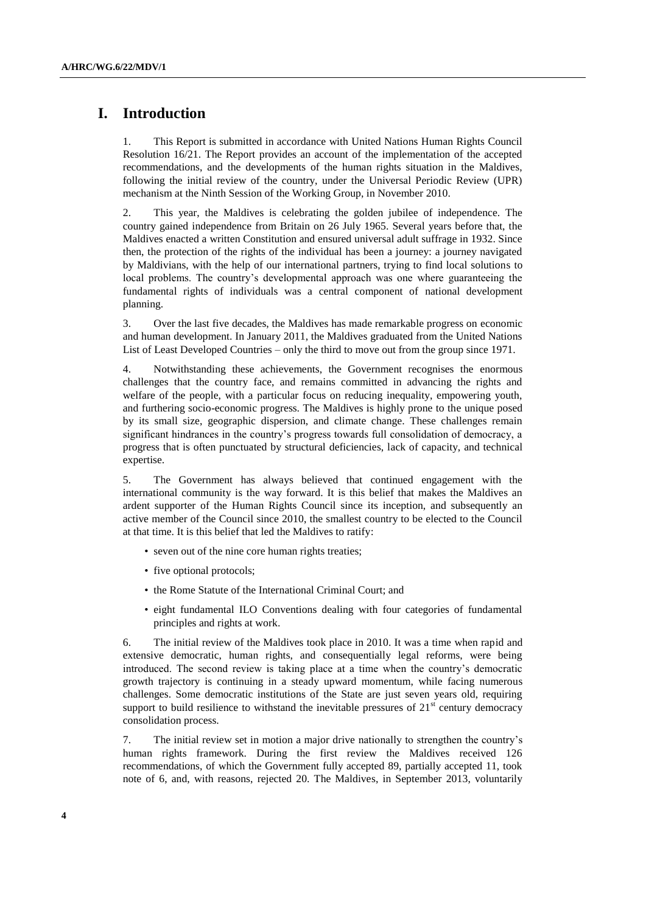# I. Introduction

1. This Report is submitted in accordance with United Nations Human Rights Council Resolution 16/21. The Report provides an account of the implementation of the accepted recommendations, and the developments of the human rights situation in the Maldives, following the initial review of the country, under the Universal Periodic Review (UPR) mechanism at the Ninth Session of the Working Group, in November 2010.

2. This year, the Maldives is celebrating the golden jubilee of independence. The country gained independence from Britain on 26 July 1965. Several years before that, the Maldives enacted a written Constitution and ensured universal adult suffrage in 1932. Since then, the protection of the rights of the individual has been a journey: a journey navigated by Maldivians, with the help of our international partners, trying to find local solutions to local problems. The country's developmental approach was one where guaranteeing the fundamental rights of individuals was a central component of national development planning.

3. Over the last five decades, the Maldives has made remarkable progress on economic and human development. In January 2011, the Maldives graduated from the United Nations List of Least Developed Countries – only the third to move out from the group since 1971.

4. Notwithstanding these achievements, the Government recognises the enormous challenges that the country face, and remains committed in advancing the rights and welfare of the people, with a particular focus on reducing inequality, empowering youth, and furthering socio-economic progress. The Maldives is highly prone to the unique posed by its small size, geographic dispersion, and climate change. These challenges remain significant hindrances in the country's progress towards full consolidation of democracy, a progress that is often punctuated by structural deficiencies, lack of capacity, and technical expertise.

5. The Government has always believed that continued engagement with the international community is the way forward. It is this belief that makes the Maldives an ardent supporter of the Human Rights Council since its inception, and subsequently an active member of the Council since 2010, the smallest country to be elected to the Council at that time. It is this belief that led the Maldives to ratify:

- seven out of the nine core human rights treaties;
- five optional protocols;
- the Rome Statute of the International Criminal Court; and
- eight fundamental ILO Conventions dealing with four categories of fundamental principles and rights at work.

6. The initial review of the Maldives took place in 2010. It was a time when rapid and extensive democratic, human rights, and consequentially legal reforms, were being introduced. The second review is taking place at a time when the country's democratic growth trajectory is continuing in a steady upward momentum, while facing numerous challenges. Some democratic institutions of the State are just seven years old, requiring support to build resilience to withstand the inevitable pressures of 21st century democracy consolidation process.

7. The initial review set in motion a major drive nationally to strengthen the country's human rights framework. During the first review the Maldives received 126 recommendations, of which the Government fully accepted 89, partially accepted 11, took note of 6, and, with reasons, rejected 20. The Maldives, in September 2013, voluntarily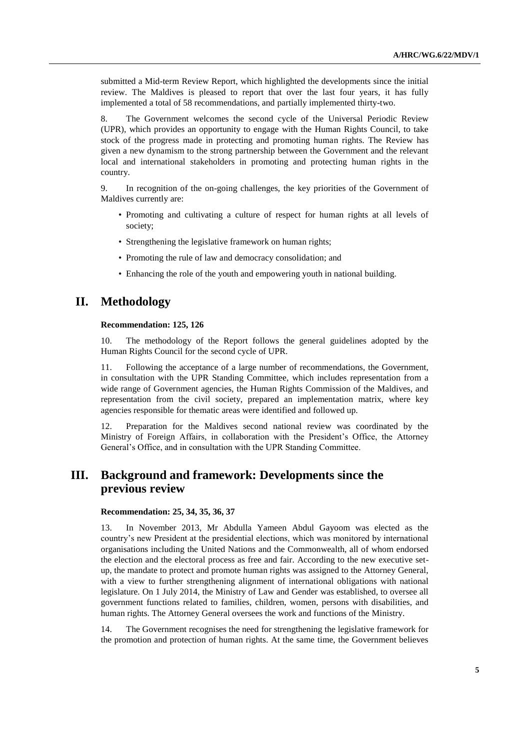submitted a Mid-term Review Report, which highlighted the developments since the initial review. The Maldives is pleased to report that over the last four years, it has fully implemented a total of 58 recommendations, and partially implemented thirty-two.

8. The Government welcomes the second cycle of the Universal Periodic Review (UPR), which provides an opportunity to engage with the Human Rights Council, to take stock of the progress made in protecting and promoting human rights. The Review has given a new dynamism to the strong partnership between the Government and the relevant local and international stakeholders in promoting and protecting human rights in the country.

9. In recognition of the on-going challenges, the key priorities of the Government of Maldives currently are:

- Promoting and cultivating a culture of respect for human rights at all levels of society;
- Strengthening the legislative framework on human rights;
- Promoting the rule of law and democracy consolidation; and
- Enhancing the role of the youth and empowering youth in national building.

# II. Methodology

**Recommendation: 125, 126**

10. The methodology of the Report follows the general guidelines adopted by the Human Rights Council for the second cycle of UPR.

11. Following the acceptance of a large number of recommendations, the Government, in consultation with the UPR Standing Committee, which includes representation from a wide range of Government agencies, the Human Rights Commission of the Maldives, and representation from the civil society, prepared an implementation matrix, where key agencies responsible for thematic areas were identified and followed up.

12. Preparation for the Maldives second national review was coordinated by the Ministry of Foreign Affairs, in collaboration with the President's Office, the Attorney General's Office, and in consultation with the UPR Standing Committee.

# III. Background and framework: Developments since the previous review

**Recommendation: 25, 34, 35, 36, 37**

13. In November 2013, Mr Abdulla Yameen Abdul Gayoom was elected as the country's new President at the presidential elections, which was monitored by international organisations including the United Nations and the Commonwealth, all of whom endorsed the election and the electoral process as free and fair. According to the new executive set-up, the mandate to protect and promote human rights was assigned to the Attorney General, with a view to further strengthening alignment of international obligations with national legislature. On 1 July 2014, the Ministry of Law and Gender was established, to oversee all government functions related to families, children, women, persons with disabilities, and human rights. The Attorney General oversees the work and functions of the Ministry.

14. The Government recognises the need for strengthening the legislative framework for the promotion and protection of human rights. At the same time, the Government believes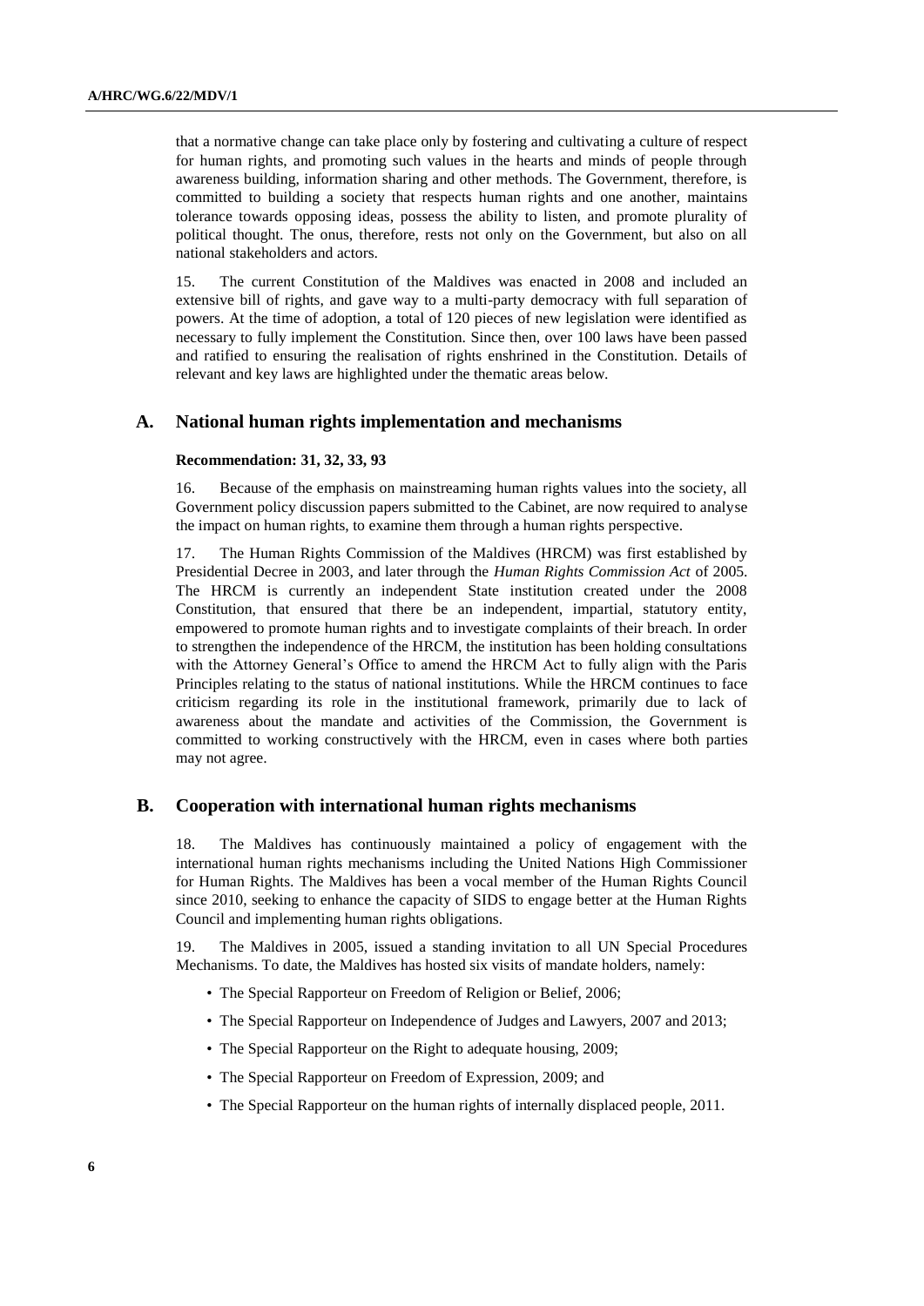that a normative change can take place only by fostering and cultivating a culture of respect for human rights, and promoting such values in the hearts and minds of people through awareness building, information sharing and other methods. The Government, therefore, is committed to building a society that respects human rights and one another, maintains tolerance towards opposing ideas, possess the ability to listen, and promote plurality of political thought. The onus, therefore, rests not only on the Government, but also on all national stakeholders and actors.

15. The current Constitution of the Maldives was enacted in 2008 and included an extensive bill of rights, and gave way to a multi-party democracy with full separation of powers. At the time of adoption, a total of 120 pieces of new legislation were identified as necessary to fully implement the Constitution. Since then, over 100 laws have been passed and ratified to ensuring the realisation of rights enshrined in the Constitution. Details of relevant and key laws are highlighted under the thematic areas below.

## A. National human rights implementation and mechanisms

**Recommendation: 31, 32, 33, 93**

16. Because of the emphasis on mainstreaming human rights values into the society, all Government policy discussion papers submitted to the Cabinet, are now required to analyse the impact on human rights, to examine them through a human rights perspective.

17. The Human Rights Commission of the Maldives (HRCM) was first established by Presidential Decree in 2003, and later through the *Human Rights Commission Act* of 2005. The HRCM is currently an independent State institution created under the 2008 Constitution, that ensured that there be an independent, impartial, statutory entity, empowered to promote human rights and to investigate complaints of their breach. In order to strengthen the independence of the HRCM, the institution has been holding consultations with the Attorney General's Office to amend the HRCM Act to fully align with the Paris Principles relating to the status of national institutions. While the HRCM continues to face criticism regarding its role in the institutional framework, primarily due to lack of awareness about the mandate and activities of the Commission, the Government is committed to working constructively with the HRCM, even in cases where both parties may not agree.

## B. Cooperation with international human rights mechanisms

18. The Maldives has continuously maintained a policy of engagement with the international human rights mechanisms including the United Nations High Commissioner for Human Rights. The Maldives has been a vocal member of the Human Rights Council since 2010, seeking to enhance the capacity of SIDS to engage better at the Human Rights Council and implementing human rights obligations.

19. The Maldives in 2005, issued a standing invitation to all UN Special Procedures Mechanisms. To date, the Maldives has hosted six visits of mandate holders, namely:

- The Special Rapporteur on Freedom of Religion or Belief, 2006;
- The Special Rapporteur on Independence of Judges and Lawyers, 2007 and 2013;
- The Special Rapporteur on the Right to adequate housing, 2009;
- The Special Rapporteur on the Freedom of Expression, 2009; and
- The Special Rapporteur on the human rights of internally displaced people, 2011.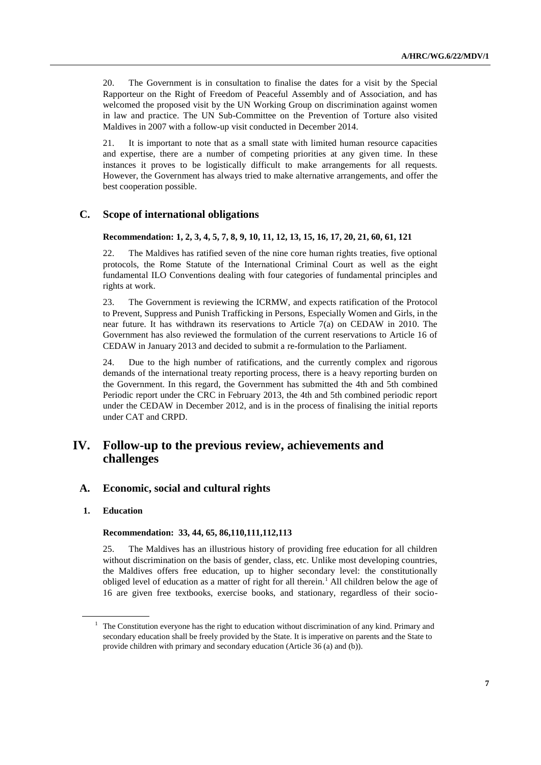20. The Government is in consultation to finalise the dates for a visit by the Special Rapporteur on the Right of Freedom of Peaceful Assembly and of Association, and has welcomed the proposed visit by the UN Working Group on discrimination against women in law and practice. The UN Sub-Committee on the Prevention of Torture also visited Maldives in 2007 with a follow-up visit conducted in December 2014.

21. It is important to note that as a small state with limited human resource capacities and expertise, there are a number of competing priorities at any given time. In these instances it proves to be logistically difficult to make arrangements for all requests. However, the Government has always tried to make alternative arrangements, and offer the best cooperation possible.

## C. Scope of international obligations

**Recommendation: 1, 2, 3, 4, 5, 7, 8, 9, 10, 11, 12, 13, 15, 16, 17, 20, 21, 60, 61, 121**

22. The Maldives has ratified seven of the nine core human rights treaties, five optional protocols, the Rome Statute of the International Criminal Court as well as the eight fundamental ILO Conventions dealing with four categories of fundamental principles and rights at work.

23. The Government is reviewing the ICRMW, and expects ratification of the Protocol to Prevent, Suppress and Punish Trafficking in Persons, Especially Women and Girls, in the near future. It has withdrawn its reservations to Article 7(a) on CEDAW in 2010. The Government has also reviewed the formulation of the current reservations to Article 16 of CEDAW in January 2013 and decided to submit a re-formulation to the Parliament.

24. Due to the high number of ratifications, and the currently complex and rigorous demands of the international treaty reporting process, there is a heavy reporting burden on the Government. In this regard, the Government has submitted the 4th and 5th combined Periodic report under the CRC in February 2013, the 4th and 5th combined periodic report under the CEDAW in December 2012, and is in the process of finalising the initial reports under CAT and CRPD.

# IV. Follow-up to the previous review, achievements and challenges

## A. Economic, social and cultural rights

### 1. Education

**Recommendation: 33, 44, 65, 86,110,111,112,113**

25. The Maldives has an illustrious history of providing free education for all children without discrimination on the basis of gender, class, etc. Unlike most developing countries, the Maldives offers free education, up to higher secondary level: the constitutionally obliged level of education as a matter of right for all therein.[1] All children below the age of 16 are given free textbooks, exercise books, and stationary, regardless of their socio-

[1] The Constitution everyone has the right to education without discrimination of any kind. Primary and secondary education shall be freely provided by the State. It is imperative on parents and the State to provide children with primary and secondary education (Article 36 (a) and (b)).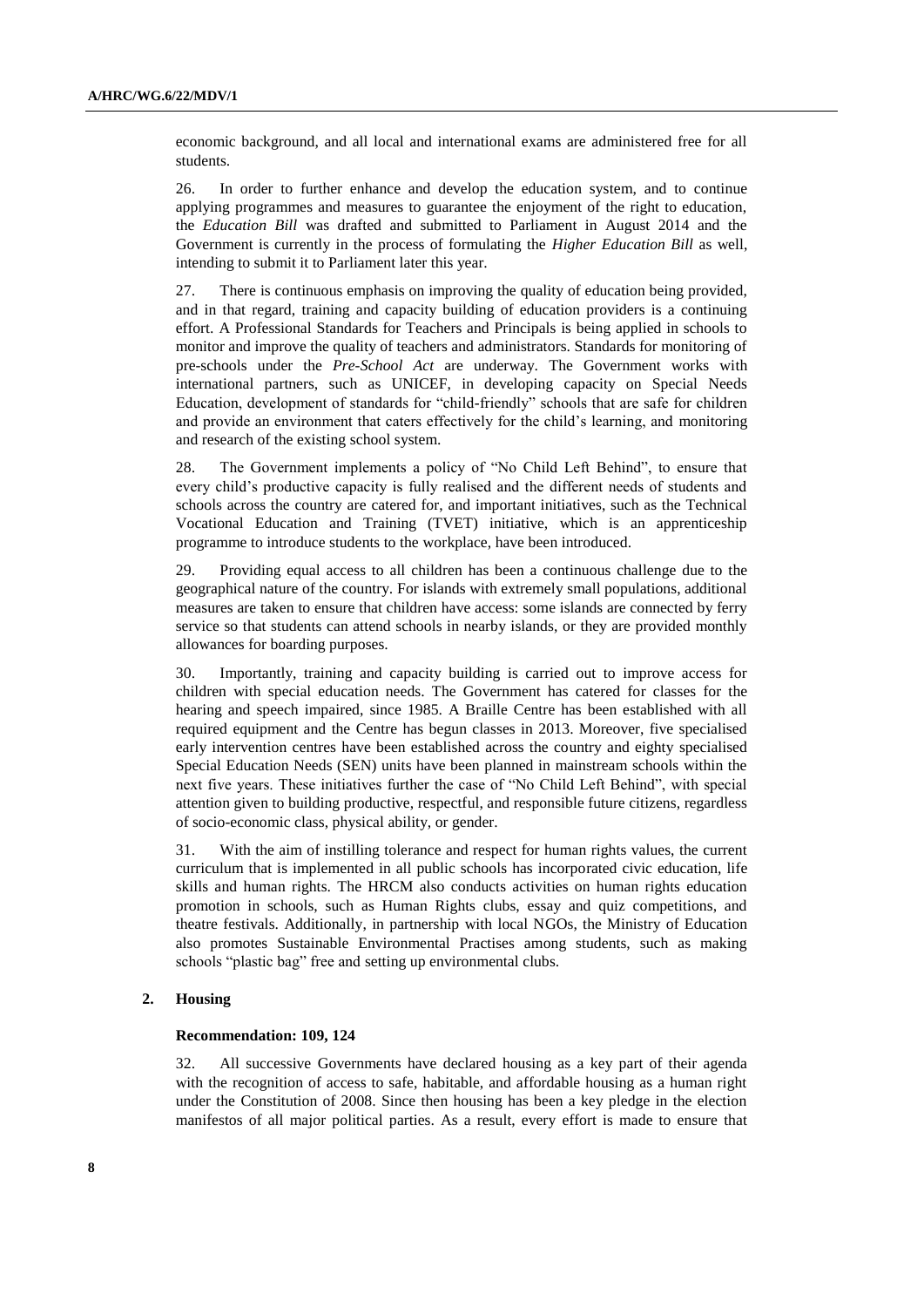economic background, and all local and international exams are administered free for all students.

26. In order to further enhance and develop the education system, and to continue applying programmes and measures to guarantee the enjoyment of the right to education, the *Education Bill* was drafted and submitted to Parliament in August 2014 and the Government is currently in the process of formulating the *Higher Education Bill* as well, intending to submit it to Parliament later this year.

27. There is continuous emphasis on improving the quality of education being provided, and in that regard, training and capacity building of education providers is a continuing effort. A Professional Standards for Teachers and Principals is being applied in schools to monitor and improve the quality of teachers and administrators. Standards for monitoring of pre-schools under the *Pre-School Act* are underway. The Government works with international partners, such as UNICEF, in developing capacity on Special Needs Education, development of standards for "child-friendly" schools that are safe for children and provide an environment that caters effectively for the child's learning, and monitoring and research of the existing school system.

28. The Government implements a policy of "No Child Left Behind", to ensure that every child's productive capacity is fully realised and the different needs of students and schools across the country are catered for, and important initiatives, such as the Technical Vocational Education and Training (TVET) initiative, which is an apprenticeship programme to introduce students to the workplace, have been introduced.

29. Providing equal access to all children has been a continuous challenge due to the geographical nature of the country. For islands with extremely small populations, additional measures are taken to ensure that children have access: some islands are connected by ferry service so that students can attend schools in nearby islands, or they are provided monthly allowances for boarding purposes.

30. Importantly, training and capacity building is carried out to improve access for children with special education needs. The Government has catered for classes for the hearing and speech impaired, since 1985. A Braille Centre has been established with all required equipment and the Centre has begun classes in 2013. Moreover, five specialised early intervention centres have been established across the country and eighty specialised Special Education Needs (SEN) units have been planned in mainstream schools within the next five years. These initiatives further the case of "No Child Left Behind", with special attention given to building productive, respectful, and responsible future citizens, regardless of socio-economic class, physical ability, or gender.

31. With the aim of instilling tolerance and respect for human rights values, the current curriculum that is implemented in all public schools has incorporated civic education, life skills and human rights. The HRCM also conducts activities on human rights education promotion in schools, such as Human Rights clubs, essay and quiz competitions, and theatre festivals. Additionally, in partnership with local NGOs, the Ministry of Education also promotes Sustainable Environmental Practises among students, such as making schools "plastic bag" free and setting up environmental clubs.

### 2. Housing

#### Recommendation: 109, 124

32. All successive Governments have declared housing as a key part of their agenda with the recognition of access to safe, habitable, and affordable housing as a human right under the Constitution of 2008. Since then housing has been a key pledge in the election manifestos of all major political parties. As a result, every effort is made to ensure that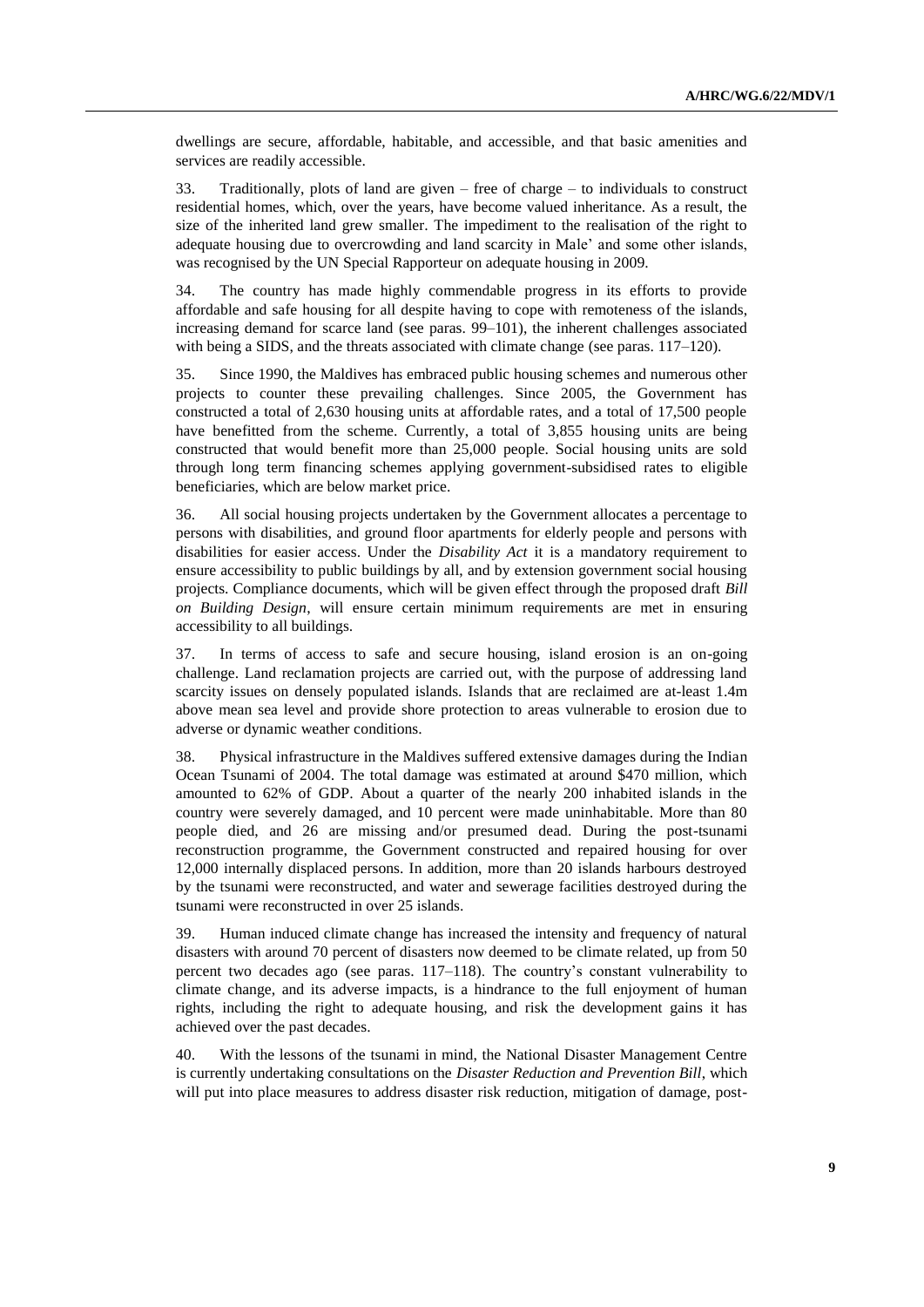dwellings are secure, affordable, habitable, and accessible, and that basic amenities and services are readily accessible.

33. Traditionally, plots of land are given – free of charge – to individuals to construct residential homes, which, over the years, have become valued inheritance. As a result, the size of the inherited land grew smaller. The impediment to the realisation of the right to adequate housing due to overcrowding and land scarcity in Male' and some other islands, was recognised by the UN Special Rapporteur on adequate housing in 2009.

34. The country has made highly commendable progress in its efforts to provide affordable and safe housing for all despite having to cope with remoteness of the islands, increasing demand for scarce land (see paras. 99–101), the inherent challenges associated with being a SIDS, and the threats associated with climate change (see paras. 117–120).

35. Since 1990, the Maldives has embraced public housing schemes and numerous other projects to counter these prevailing challenges. Since 2005, the Government has constructed a total of 2,630 housing units at affordable rates, and a total of 17,500 people have benefitted from the scheme. Currently, a total of 3,855 housing units are being constructed that would benefit more than 25,000 people. Social housing units are sold through long term financing schemes applying government-subsidised rates to eligible beneficiaries, which are below market price.

36. All social housing projects undertaken by the Government allocates a percentage to persons with disabilities, and ground floor apartments for elderly people and persons with disabilities for easier access. Under the *Disability Act* it is a mandatory requirement to ensure accessibility to public buildings by all, and by extension government social housing projects. Compliance documents, which will be given effect through the proposed draft *Bill on Building Design*, will ensure certain minimum requirements are met in ensuring accessibility to all buildings.

37. In terms of access to safe and secure housing, island erosion is an on-going challenge. Land reclamation projects are carried out, with the purpose of addressing land scarcity issues on densely populated islands. Islands that are reclaimed are at-least 1.4m above mean sea level and provide shore protection to areas vulnerable to erosion due to adverse or dynamic weather conditions.

38. Physical infrastructure in the Maldives suffered extensive damages during the Indian Ocean Tsunami of 2004. The total damage was estimated at around \$470 million, which amounted to 62% of GDP. About a quarter of the nearly 200 inhabited islands in the country were severely damaged, and 10 percent were made uninhabitable. More than 80 people died, and 26 are missing and/or presumed dead. During the post-tsunami reconstruction programme, the Government constructed and repaired housing for over 12,000 internally displaced persons. In addition, more than 20 islands harbours destroyed by the tsunami were reconstructed, and water and sewerage facilities destroyed during the tsunami were reconstructed in over 25 islands.

39. Human induced climate change has increased the intensity and frequency of natural disasters with around 70 percent of disasters now deemed to be climate related, up from 50 percent two decades ago (see paras. 117–118). The country's constant vulnerability to climate change, and its adverse impacts, is a hindrance to the full enjoyment of human rights, including the right to adequate housing, and risk the development gains it has achieved over the past decades.

40. With the lessons of the tsunami in mind, the National Disaster Management Centre is currently undertaking consultations on the *Disaster Reduction and Prevention Bill*, which will put into place measures to address disaster risk reduction, mitigation of damage, post-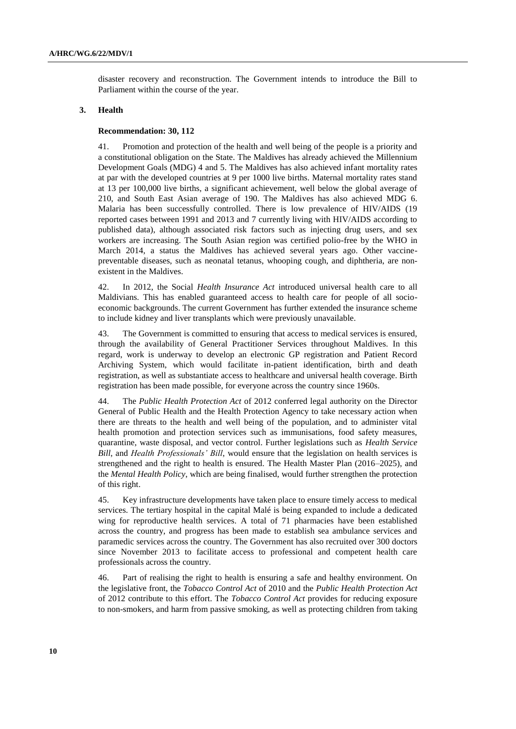disaster recovery and reconstruction. The Government intends to introduce the Bill to Parliament within the course of the year.

### 3. Health

**Recommendation: 30, 112**

41. Promotion and protection of the health and well being of the people is a priority and a constitutional obligation on the State. The Maldives has already achieved the Millennium Development Goals (MDG) 4 and 5. The Maldives has also achieved infant mortality rates at par with the developed countries at 9 per 1000 live births. Maternal mortality rates stand at 13 per 100,000 live births, a significant achievement, well below the global average of 210, and South East Asian average of 190. The Maldives has also achieved MDG 6. Malaria has been successfully controlled. There is low prevalence of HIV/AIDS (19 reported cases between 1991 and 2013 and 7 currently living with HIV/AIDS according to published data), although associated risk factors such as injecting drug users, and sex workers are increasing. The South Asian region was certified polio-free by the WHO in March 2014, a status the Maldives has achieved several years ago. Other vaccine-preventable diseases, such as neonatal tetanus, whooping cough, and diphtheria, are non-existent in the Maldives.

42. In 2012, the Social *Health Insurance Act* introduced universal health care to all Maldivians. This has enabled guaranteed access to health care for people of all socio-economic backgrounds. The current Government has further extended the insurance scheme to include kidney and liver transplants which were previously unavailable.

43. The Government is committed to ensuring that access to medical services is ensured, through the availability of General Practitioner Services throughout Maldives. In this regard, work is underway to develop an electronic GP registration and Patient Record Archiving System, which would facilitate in-patient identification, birth and death registration, as well as substantiate access to healthcare and universal health coverage. Birth registration has been made possible, for everyone across the country since 1960s.

44. The *Public Health Protection Act* of 2012 conferred legal authority on the Director General of Public Health and the Health Protection Agency to take necessary action when there are threats to the health and well being of the population, and to administer vital health promotion and protection services such as immunisations, food safety measures, quarantine, waste disposal, and vector control. Further legislations such as *Health Service Bill*, and *Health Professionals' Bill*, would ensure that the legislation on health services is strengthened and the right to health is ensured. The Health Master Plan (2016–2025), and the *Mental Health Policy*, which are being finalised, would further strengthen the protection of this right.

45. Key infrastructure developments have taken place to ensure timely access to medical services. The tertiary hospital in the capital Malé is being expanded to include a dedicated wing for reproductive health services. A total of 71 pharmacies have been established across the country, and progress has been made to establish sea ambulance services and paramedic services across the country. The Government has also recruited over 300 doctors since November 2013 to facilitate access to professional and competent health care professionals across the country.

46. Part of realising the right to health is ensuring a safe and healthy environment. On the legislative front, the *Tobacco Control Act* of 2010 and the *Public Health Protection Act* of 2012 contribute to this effort. The *Tobacco Control Act* provides for reducing exposure to non-smokers, and harm from passive smoking, as well as protecting children from taking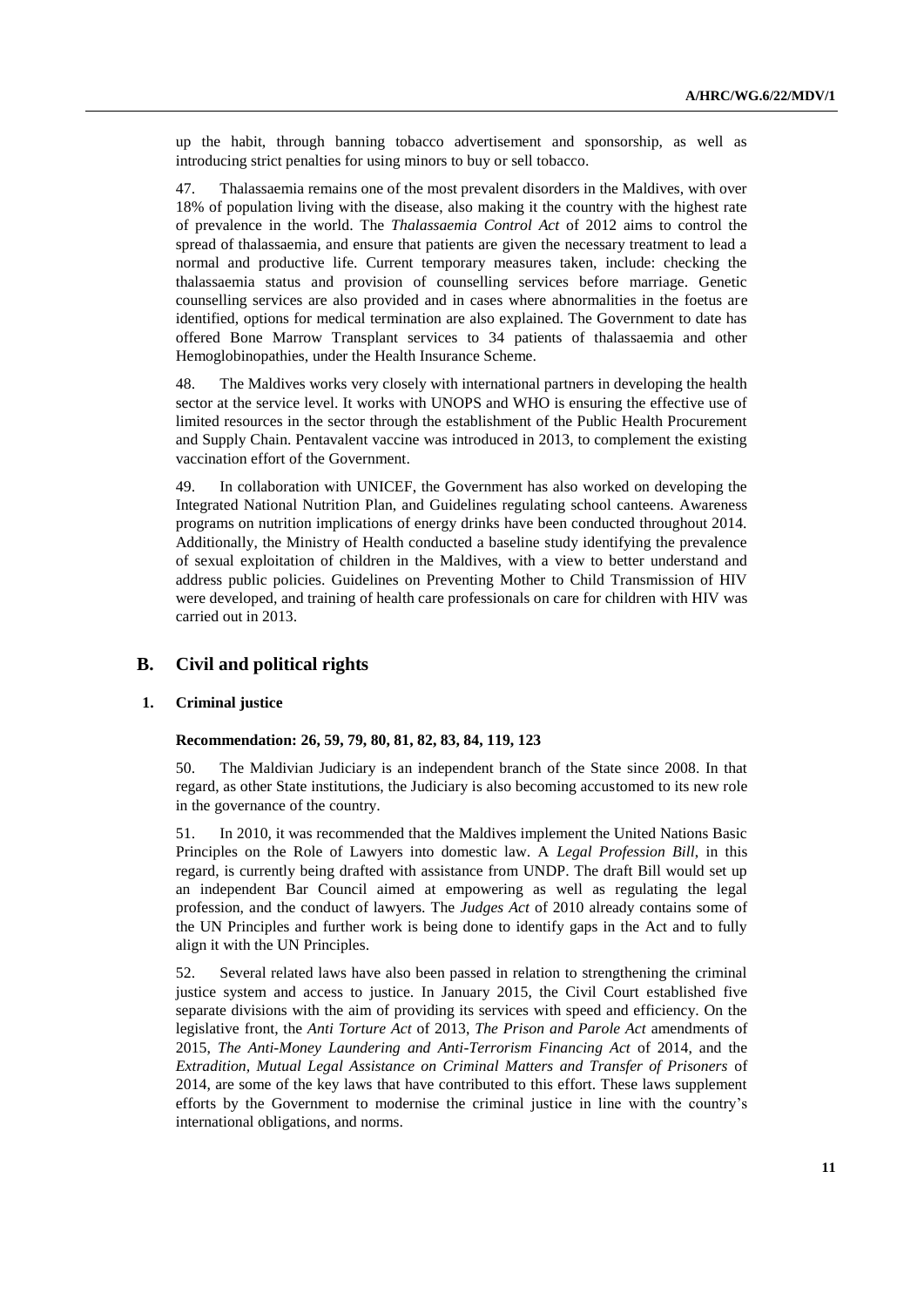up the habit, through banning tobacco advertisement and sponsorship, as well as introducing strict penalties for using minors to buy or sell tobacco.

47. Thalassaemia remains one of the most prevalent disorders in the Maldives, with over 18% of population living with the disease, also making it the country with the highest rate of prevalence in the world. The *Thalassaemia Control Act* of 2012 aims to control the spread of thalassaemia, and ensure that patients are given the necessary treatment to lead a normal and productive life. Current temporary measures taken, include: checking the thalassaemia status and provision of counselling services before marriage. Genetic counselling services are also provided and in cases where abnormalities in the foetus are identified, options for medical termination are also explained. The Government to date has offered Bone Marrow Transplant services to 34 patients of thalassaemia and other Hemoglobinopathies, under the Health Insurance Scheme.

48. The Maldives works very closely with international partners in developing the health sector at the service level. It works with UNOPS and WHO is ensuring the effective use of limited resources in the sector through the establishment of the Public Health Procurement and Supply Chain. Pentavalent vaccine was introduced in 2013, to complement the existing vaccination effort of the Government.

49. In collaboration with UNICEF, the Government has also worked on developing the Integrated National Nutrition Plan, and Guidelines regulating school canteens. Awareness programs on nutrition implications of energy drinks have been conducted throughout 2014. Additionally, the Ministry of Health conducted a baseline study identifying the prevalence of sexual exploitation of children in the Maldives, with a view to better understand and address public policies. Guidelines on Preventing Mother to Child Transmission of HIV were developed, and training of health care professionals on care for children with HIV was carried out in 2013.

## B. Civil and political rights

### 1. Criminal justice

#### Recommendation: 26, 59, 79, 80, 81, 82, 83, 84, 119, 123

50. The Maldivian Judiciary is an independent branch of the State since 2008. In that regard, as other State institutions, the Judiciary is also becoming accustomed to its new role in the governance of the country.

51. In 2010, it was recommended that the Maldives implement the United Nations Basic Principles on the Role of Lawyers into domestic law. A *Legal Profession Bill*, in this regard, is currently being drafted with assistance from UNDP. The draft Bill would set up an independent Bar Council aimed at empowering as well as regulating the legal profession, and the conduct of lawyers. The *Judges Act* of 2010 already contains some of the UN Principles and further work is being done to identify gaps in the Act and to fully align it with the UN Principles.

52. Several related laws have also been passed in relation to strengthening the criminal justice system and access to justice. In January 2015, the Civil Court established five separate divisions with the aim of providing its services with speed and efficiency. On the legislative front, the *Anti Torture Act* of 2013, *The Prison and Parole Act* amendments of 2015, *The Anti-Money Laundering and Anti-Terrorism Financing Act* of 2014, and the *Extradition, Mutual Legal Assistance on Criminal Matters and Transfer of Prisoners* of 2014, are some of the key laws that have contributed to this effort. These laws supplement efforts by the Government to modernise the criminal justice in line with the country's international obligations, and norms.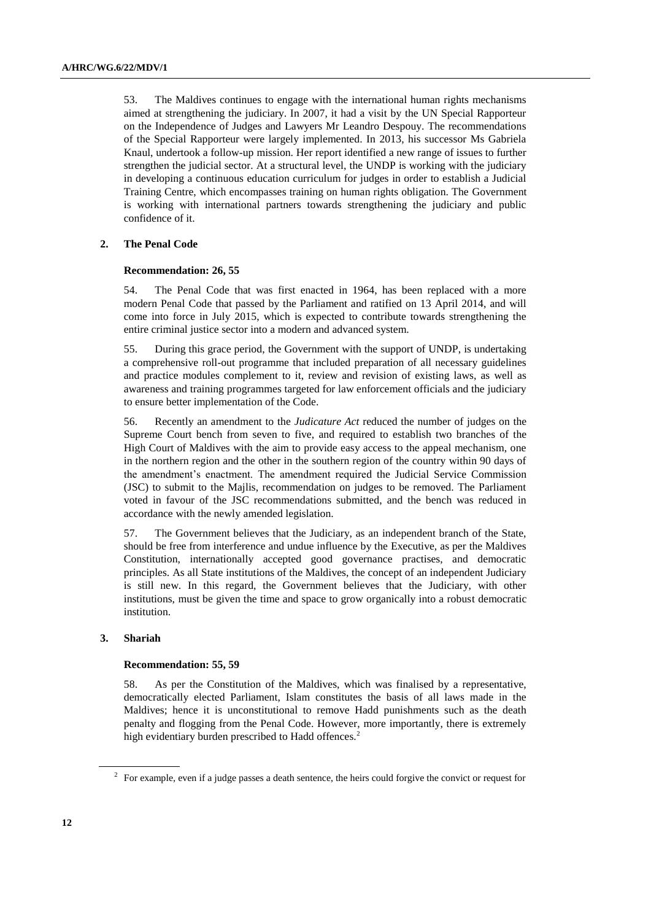53. The Maldives continues to engage with the international human rights mechanisms aimed at strengthening the judiciary. In 2007, it had a visit by the UN Special Rapporteur on the Independence of Judges and Lawyers Mr Leandro Despouy. The recommendations of the Special Rapporteur were largely implemented. In 2013, his successor Ms Gabriela Knaul, undertook a follow-up mission. Her report identified a new range of issues to further strengthen the judicial sector. At a structural level, the UNDP is working with the judiciary in developing a continuous education curriculum for judges in order to establish a Judicial Training Centre, which encompasses training on human rights obligation. The Government is working with international partners towards strengthening the judiciary and public confidence of it.

### 2. The Penal Code

**Recommendation: 26, 55**

54. The Penal Code that was first enacted in 1964, has been replaced with a more modern Penal Code that passed by the Parliament and ratified on 13 April 2014, and will come into force in July 2015, which is expected to contribute towards strengthening the entire criminal justice sector into a modern and advanced system.

55. During this grace period, the Government with the support of UNDP, is undertaking a comprehensive roll-out programme that included preparation of all necessary guidelines and practice modules complement to it, review and revision of existing laws, as well as awareness and training programmes targeted for law enforcement officials and the judiciary to ensure better implementation of the Code.

56. Recently an amendment to the *Judicature Act* reduced the number of judges on the Supreme Court bench from seven to five, and required to establish two branches of the High Court of Maldives with the aim to provide easy access to the appeal mechanism, one in the northern region and the other in the southern region of the country within 90 days of the amendment's enactment. The amendment required the Judicial Service Commission (JSC) to submit to the Majlis, recommendation on judges to be removed. The Parliament voted in favour of the JSC recommendations submitted, and the bench was reduced in accordance with the newly amended legislation.

57. The Government believes that the Judiciary, as an independent branch of the State, should be free from interference and undue influence by the Executive, as per the Maldives Constitution, internationally accepted good governance practises, and democratic principles. As all State institutions of the Maldives, the concept of an independent Judiciary is still new. In this regard, the Government believes that the Judiciary, with other institutions, must be given the time and space to grow organically into a robust democratic institution.

### 3. Shariah

**Recommendation: 55, 59**

58. As per the Constitution of the Maldives, which was finalised by a representative, democratically elected Parliament, Islam constitutes the basis of all laws made in the Maldives; hence it is unconstitutional to remove Hadd punishments such as the death penalty and flogging from the Penal Code. However, more importantly, there is extremely high evidentiary burden prescribed to Hadd offences.[2]

[2] For example, even if a judge passes a death sentence, the heirs could forgive the convict or request for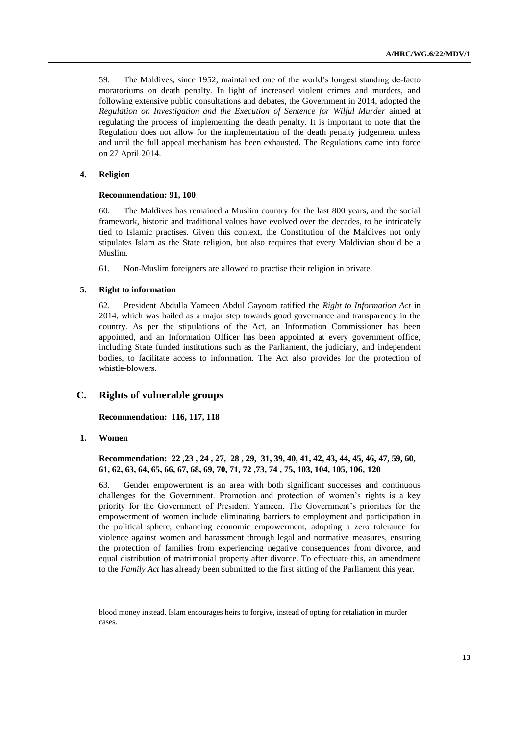59. The Maldives, since 1952, maintained one of the world's longest standing de-facto moratoriums on death penalty. In light of increased violent crimes and murders, and following extensive public consultations and debates, the Government in 2014, adopted the *Regulation on Investigation and the Execution of Sentence for Wilful Murder* aimed at regulating the process of implementing the death penalty. It is important to note that the Regulation does not allow for the implementation of the death penalty judgement unless and until the full appeal mechanism has been exhausted. The Regulations came into force on 27 April 2014.

### 4. Religion

**Recommendation: 91, 100**

60. The Maldives has remained a Muslim country for the last 800 years, and the social framework, historic and traditional values have evolved over the decades, to be intricately tied to Islamic practises. Given this context, the Constitution of the Maldives not only stipulates Islam as the State religion, but also requires that every Maldivian should be a Muslim.

61. Non-Muslim foreigners are allowed to practise their religion in private.

### 5. Right to information

62. President Abdulla Yameen Abdul Gayoom ratified the *Right to Information Act* in 2014, which was hailed as a major step towards good governance and transparency in the country. As per the stipulations of the Act, an Information Commissioner has been appointed, and an Information Officer has been appointed at every government office, including State funded institutions such as the Parliament, the judiciary, and independent bodies, to facilitate access to information. The Act also provides for the protection of whistle-blowers.

## C. Rights of vulnerable groups

**Recommendation: 116, 117, 118**

### 1. Women

**Recommendation: 22 ,23 , 24 , 27, 28 , 29, 31, 39, 40, 41, 42, 43, 44, 45, 46, 47, 59, 60, 61, 62, 63, 64, 65, 66, 67, 68, 69, 70, 71, 72 ,73, 74 , 75, 103, 104, 105, 106, 120**

63. Gender empowerment is an area with both significant successes and continuous challenges for the Government. Promotion and protection of women's rights is a key priority for the Government of President Yameen. The Government's priorities for the empowerment of women include eliminating barriers to employment and participation in the political sphere, enhancing economic empowerment, adopting a zero tolerance for violence against women and harassment through legal and normative measures, ensuring the protection of families from experiencing negative consequences from divorce, and equal distribution of matrimonial property after divorce. To effectuate this, an amendment to the *Family Act* has already been submitted to the first sitting of the Parliament this year.

blood money instead. Islam encourages heirs to forgive, instead of opting for retaliation in murder cases.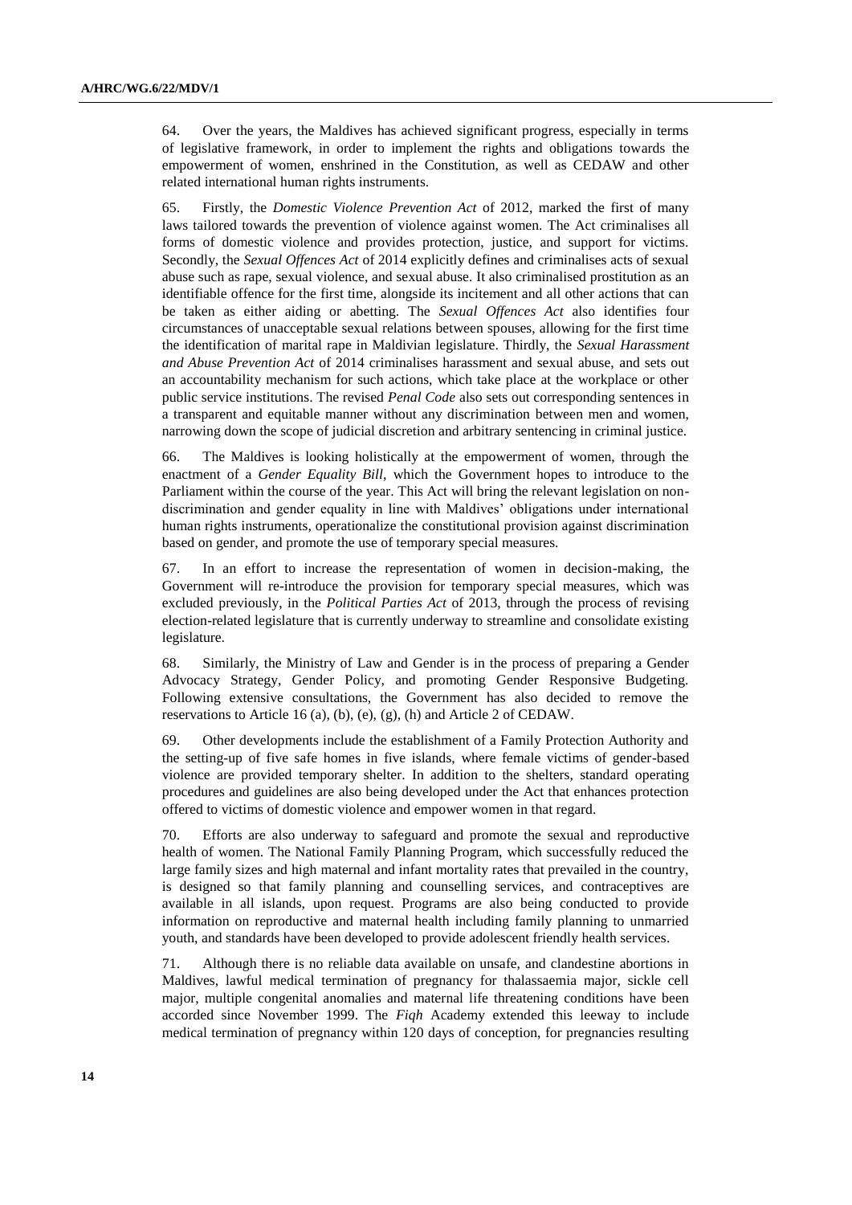64. Over the years, the Maldives has achieved significant progress, especially in terms of legislative framework, in order to implement the rights and obligations towards the empowerment of women, enshrined in the Constitution, as well as CEDAW and other related international human rights instruments.

65. Firstly, the *Domestic Violence Prevention Act* of 2012, marked the first of many laws tailored towards the prevention of violence against women. The Act criminalises all forms of domestic violence and provides protection, justice, and support for victims. Secondly, the *Sexual Offences Act* of 2014 explicitly defines and criminalises acts of sexual abuse such as rape, sexual violence, and sexual abuse. It also criminalised prostitution as an identifiable offence for the first time, alongside its incitement and all other actions that can be taken as either aiding or abetting. The *Sexual Offences Act* also identifies four circumstances of unacceptable sexual relations between spouses, allowing for the first time the identification of marital rape in Maldivian legislature. Thirdly, the *Sexual Harassment and Abuse Prevention Act* of 2014 criminalises harassment and sexual abuse, and sets out an accountability mechanism for such actions, which take place at the workplace or other public service institutions. The revised *Penal Code* also sets out corresponding sentences in a transparent and equitable manner without any discrimination between men and women, narrowing down the scope of judicial discretion and arbitrary sentencing in criminal justice.

66. The Maldives is looking holistically at the empowerment of women, through the enactment of a *Gender Equality Bill*, which the Government hopes to introduce to the Parliament within the course of the year. This Act will bring the relevant legislation on non-discrimination and gender equality in line with Maldives' obligations under international human rights instruments, operationalize the constitutional provision against discrimination based on gender, and promote the use of temporary special measures.

67. In an effort to increase the representation of women in decision-making, the Government will re-introduce the provision for temporary special measures, which was excluded previously, in the *Political Parties Act* of 2013, through the process of revising election-related legislature that is currently underway to streamline and consolidate existing legislature.

68. Similarly, the Ministry of Law and Gender is in the process of preparing a Gender Advocacy Strategy, Gender Policy, and promoting Gender Responsive Budgeting. Following extensive consultations, the Government has also decided to remove the reservations to Article 16 (a), (b), (e), (g), (h) and Article 2 of CEDAW.

69. Other developments include the establishment of a Family Protection Authority and the setting-up of five safe homes in five islands, where female victims of gender-based violence are provided temporary shelter. In addition to the shelters, standard operating procedures and guidelines are also being developed under the Act that enhances protection offered to victims of domestic violence and empower women in that regard.

70. Efforts are also underway to safeguard and promote the sexual and reproductive health of women. The National Family Planning Program, which successfully reduced the large family sizes and high maternal and infant mortality rates that prevailed in the country, is designed so that family planning and counselling services, and contraceptives are available in all islands, upon request. Programs are also being conducted to provide information on reproductive and maternal health including family planning to unmarried youth, and standards have been developed to provide adolescent friendly health services.

71. Although there is no reliable data available on unsafe, and clandestine abortions in Maldives, lawful medical termination of pregnancy for thalassaemia major, sickle cell major, multiple congenital anomalies and maternal life threatening conditions have been accorded since November 1999. The *Fiqh* Academy extended this leeway to include medical termination of pregnancy within 120 days of conception, for pregnancies resulting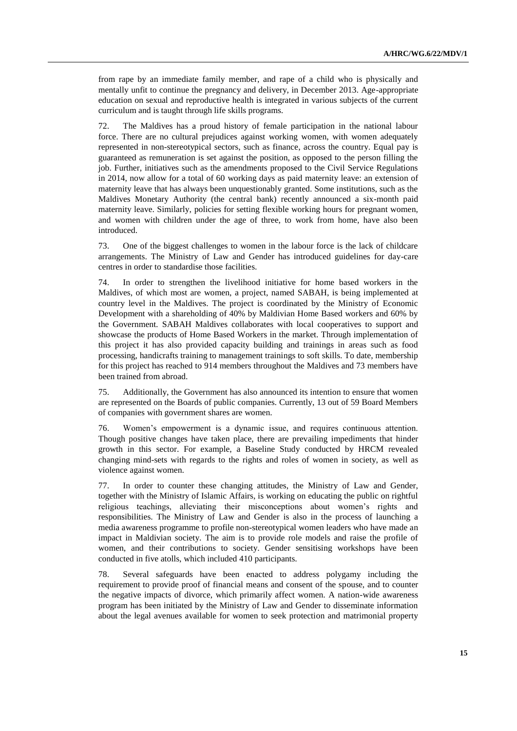from rape by an immediate family member, and rape of a child who is physically and mentally unfit to continue the pregnancy and delivery, in December 2013. Age-appropriate education on sexual and reproductive health is integrated in various subjects of the current curriculum and is taught through life skills programs.

72. The Maldives has a proud history of female participation in the national labour force. There are no cultural prejudices against working women, with women adequately represented in non-stereotypical sectors, such as finance, across the country. Equal pay is guaranteed as remuneration is set against the position, as opposed to the person filling the job. Further, initiatives such as the amendments proposed to the Civil Service Regulations in 2014, now allow for a total of 60 working days as paid maternity leave: an extension of maternity leave that has always been unquestionably granted. Some institutions, such as the Maldives Monetary Authority (the central bank) recently announced a six-month paid maternity leave. Similarly, policies for setting flexible working hours for pregnant women, and women with children under the age of three, to work from home, have also been introduced.

73. One of the biggest challenges to women in the labour force is the lack of childcare arrangements. The Ministry of Law and Gender has introduced guidelines for day-care centres in order to standardise those facilities.

74. In order to strengthen the livelihood initiative for home based workers in the Maldives, of which most are women, a project, named SABAH, is being implemented at country level in the Maldives. The project is coordinated by the Ministry of Economic Development with a shareholding of 40% by Maldivian Home Based workers and 60% by the Government. SABAH Maldives collaborates with local cooperatives to support and showcase the products of Home Based Workers in the market. Through implementation of this project it has also provided capacity building and trainings in areas such as food processing, handicrafts training to management trainings to soft skills. To date, membership for this project has reached to 914 members throughout the Maldives and 73 members have been trained from abroad.

75. Additionally, the Government has also announced its intention to ensure that women are represented on the Boards of public companies. Currently, 13 out of 59 Board Members of companies with government shares are women.

76. Women's empowerment is a dynamic issue, and requires continuous attention. Though positive changes have taken place, there are prevailing impediments that hinder growth in this sector. For example, a Baseline Study conducted by HRCM revealed changing mind-sets with regards to the rights and roles of women in society, as well as violence against women.

77. In order to counter these changing attitudes, the Ministry of Law and Gender, together with the Ministry of Islamic Affairs, is working on educating the public on rightful religious teachings, alleviating their misconceptions about women's rights and responsibilities. The Ministry of Law and Gender is also in the process of launching a media awareness programme to profile non-stereotypical women leaders who have made an impact in Maldivian society. The aim is to provide role models and raise the profile of women, and their contributions to society. Gender sensitising workshops have been conducted in five atolls, which included 410 participants.

78. Several safeguards have been enacted to address polygamy including the requirement to provide proof of financial means and consent of the spouse, and to counter the negative impacts of divorce, which primarily affect women. A nation-wide awareness program has been initiated by the Ministry of Law and Gender to disseminate information about the legal avenues available for women to seek protection and matrimonial property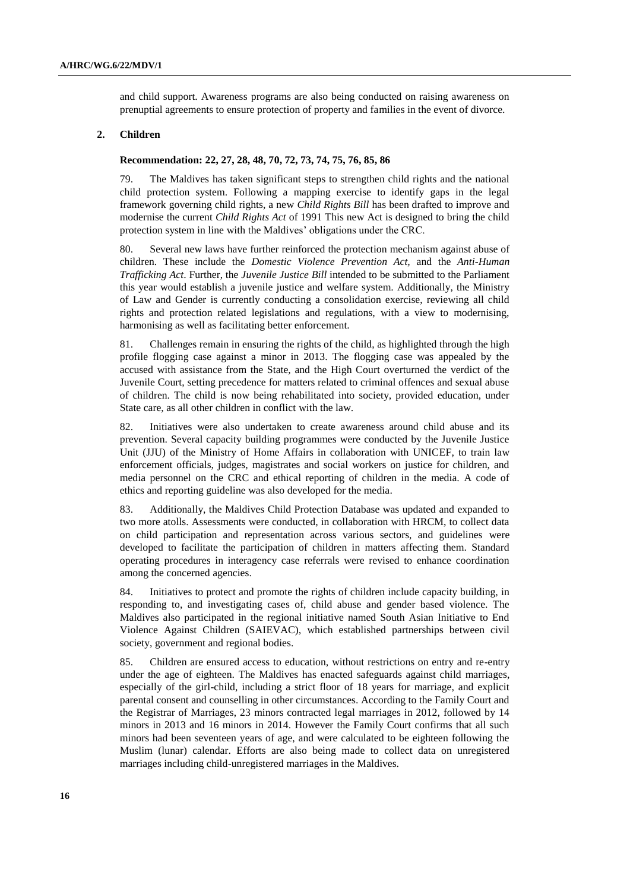and child support. Awareness programs are also being conducted on raising awareness on prenuptial agreements to ensure protection of property and families in the event of divorce.

### 2. Children

**Recommendation: 22, 27, 28, 48, 70, 72, 73, 74, 75, 76, 85, 86**

79. The Maldives has taken significant steps to strengthen child rights and the national child protection system. Following a mapping exercise to identify gaps in the legal framework governing child rights, a new *Child Rights Bill* has been drafted to improve and modernise the current *Child Rights Act* of 1991 This new Act is designed to bring the child protection system in line with the Maldives' obligations under the CRC.

80. Several new laws have further reinforced the protection mechanism against abuse of children. These include the *Domestic Violence Prevention Act,* and the *Anti-Human Trafficking Act*. Further, the *Juvenile Justice Bill* intended to be submitted to the Parliament this year would establish a juvenile justice and welfare system. Additionally, the Ministry of Law and Gender is currently conducting a consolidation exercise, reviewing all child rights and protection related legislations and regulations, with a view to modernising, harmonising as well as facilitating better enforcement.

81. Challenges remain in ensuring the rights of the child, as highlighted through the high profile flogging case against a minor in 2013. The flogging case was appealed by the accused with assistance from the State, and the High Court overturned the verdict of the Juvenile Court, setting precedence for matters related to criminal offences and sexual abuse of children. The child is now being rehabilitated into society, provided education, under State care, as all other children in conflict with the law.

82. Initiatives were also undertaken to create awareness around child abuse and its prevention. Several capacity building programmes were conducted by the Juvenile Justice Unit (JJU) of the Ministry of Home Affairs in collaboration with UNICEF, to train law enforcement officials, judges, magistrates and social workers on justice for children, and media personnel on the CRC and ethical reporting of children in the media. A code of ethics and reporting guideline was also developed for the media.

83. Additionally, the Maldives Child Protection Database was updated and expanded to two more atolls. Assessments were conducted, in collaboration with HRCM, to collect data on child participation and representation across various sectors, and guidelines were developed to facilitate the participation of children in matters affecting them. Standard operating procedures in interagency case referrals were revised to enhance coordination among the concerned agencies.

84. Initiatives to protect and promote the rights of children include capacity building, in responding to, and investigating cases of, child abuse and gender based violence. The Maldives also participated in the regional initiative named South Asian Initiative to End Violence Against Children (SAIEVAC), which established partnerships between civil society, government and regional bodies.

85. Children are ensured access to education, without restrictions on entry and re-entry under the age of eighteen. The Maldives has enacted safeguards against child marriages, especially of the girl-child, including a strict floor of 18 years for marriage, and explicit parental consent and counselling in other circumstances. According to the Family Court and the Registrar of Marriages, 23 minors contracted legal marriages in 2012, followed by 14 minors in 2013 and 16 minors in 2014. However the Family Court confirms that all such minors had been seventeen years of age, and were calculated to be eighteen following the Muslim (lunar) calendar. Efforts are also being made to collect data on unregistered marriages including child-unregistered marriages in the Maldives.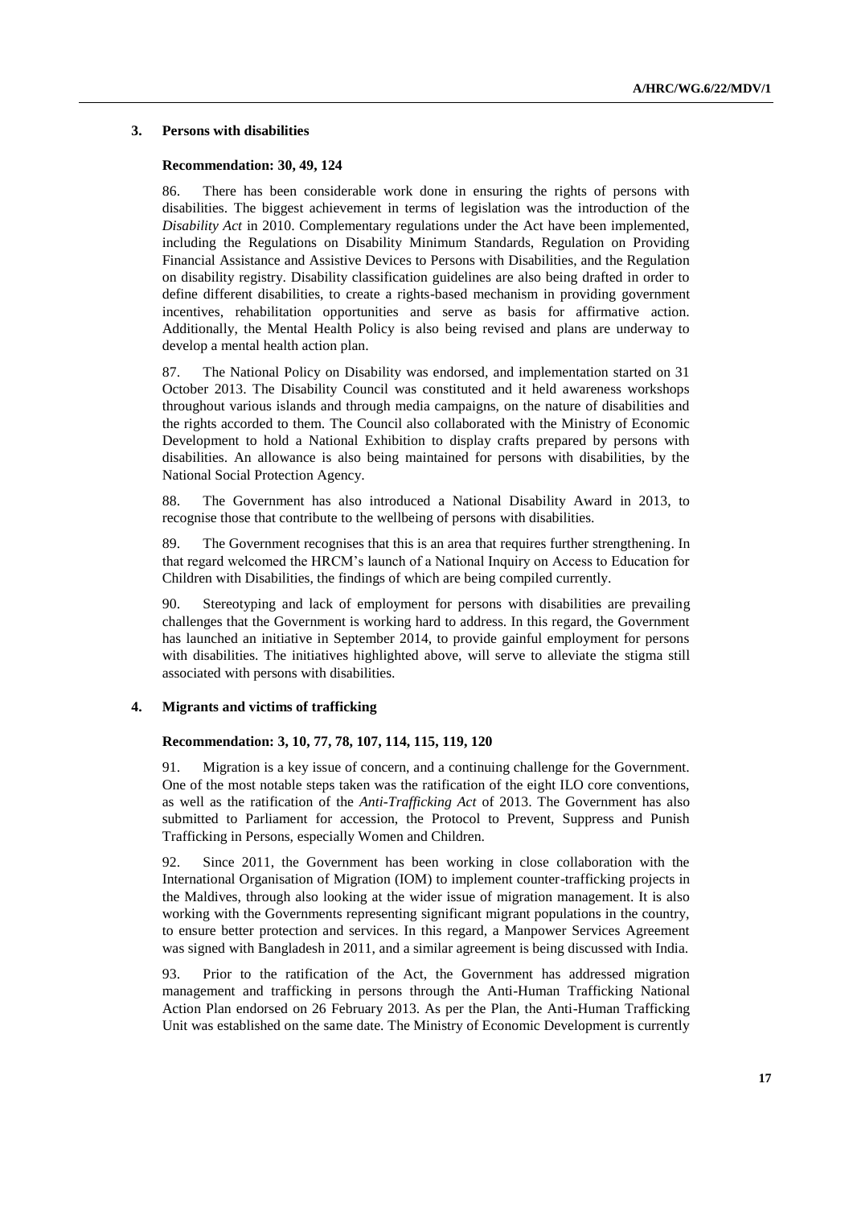### 3. Persons with disabilities

**Recommendation: 30, 49, 124**

86. There has been considerable work done in ensuring the rights of persons with disabilities. The biggest achievement in terms of legislation was the introduction of the *Disability Act* in 2010. Complementary regulations under the Act have been implemented, including the Regulations on Disability Minimum Standards, Regulation on Providing Financial Assistance and Assistive Devices to Persons with Disabilities, and the Regulation on disability registry. Disability classification guidelines are also being drafted in order to define different disabilities, to create a rights-based mechanism in providing government incentives, rehabilitation opportunities and serve as basis for affirmative action. Additionally, the Mental Health Policy is also being revised and plans are underway to develop a mental health action plan.

87. The National Policy on Disability was endorsed, and implementation started on 31 October 2013. The Disability Council was constituted and it held awareness workshops throughout various islands and through media campaigns, on the nature of disabilities and the rights accorded to them. The Council also collaborated with the Ministry of Economic Development to hold a National Exhibition to display crafts prepared by persons with disabilities. An allowance is also being maintained for persons with disabilities, by the National Social Protection Agency.

88. The Government has also introduced a National Disability Award in 2013, to recognise those that contribute to the wellbeing of persons with disabilities.

89. The Government recognises that this is an area that requires further strengthening. In that regard welcomed the HRCM's launch of a National Inquiry on Access to Education for Children with Disabilities, the findings of which are being compiled currently.

90. Stereotyping and lack of employment for persons with disabilities are prevailing challenges that the Government is working hard to address. In this regard, the Government has launched an initiative in September 2014, to provide gainful employment for persons with disabilities. The initiatives highlighted above, will serve to alleviate the stigma still associated with persons with disabilities.

### 4. Migrants and victims of trafficking

**Recommendation: 3, 10, 77, 78, 107, 114, 115, 119, 120**

91. Migration is a key issue of concern, and a continuing challenge for the Government. One of the most notable steps taken was the ratification of the eight ILO core conventions, as well as the ratification of the *Anti-Trafficking Act* of 2013. The Government has also submitted to Parliament for accession, the Protocol to Prevent, Suppress and Punish Trafficking in Persons, especially Women and Children.

92. Since 2011, the Government has been working in close collaboration with the International Organisation of Migration (IOM) to implement counter-trafficking projects in the Maldives, through also looking at the wider issue of migration management. It is also working with the Governments representing significant migrant populations in the country, to ensure better protection and services. In this regard, a Manpower Services Agreement was signed with Bangladesh in 2011, and a similar agreement is being discussed with India.

93. Prior to the ratification of the Act, the Government has addressed migration management and trafficking in persons through the Anti-Human Trafficking National Action Plan endorsed on 26 February 2013. As per the Plan, the Anti-Human Trafficking Unit was established on the same date. The Ministry of Economic Development is currently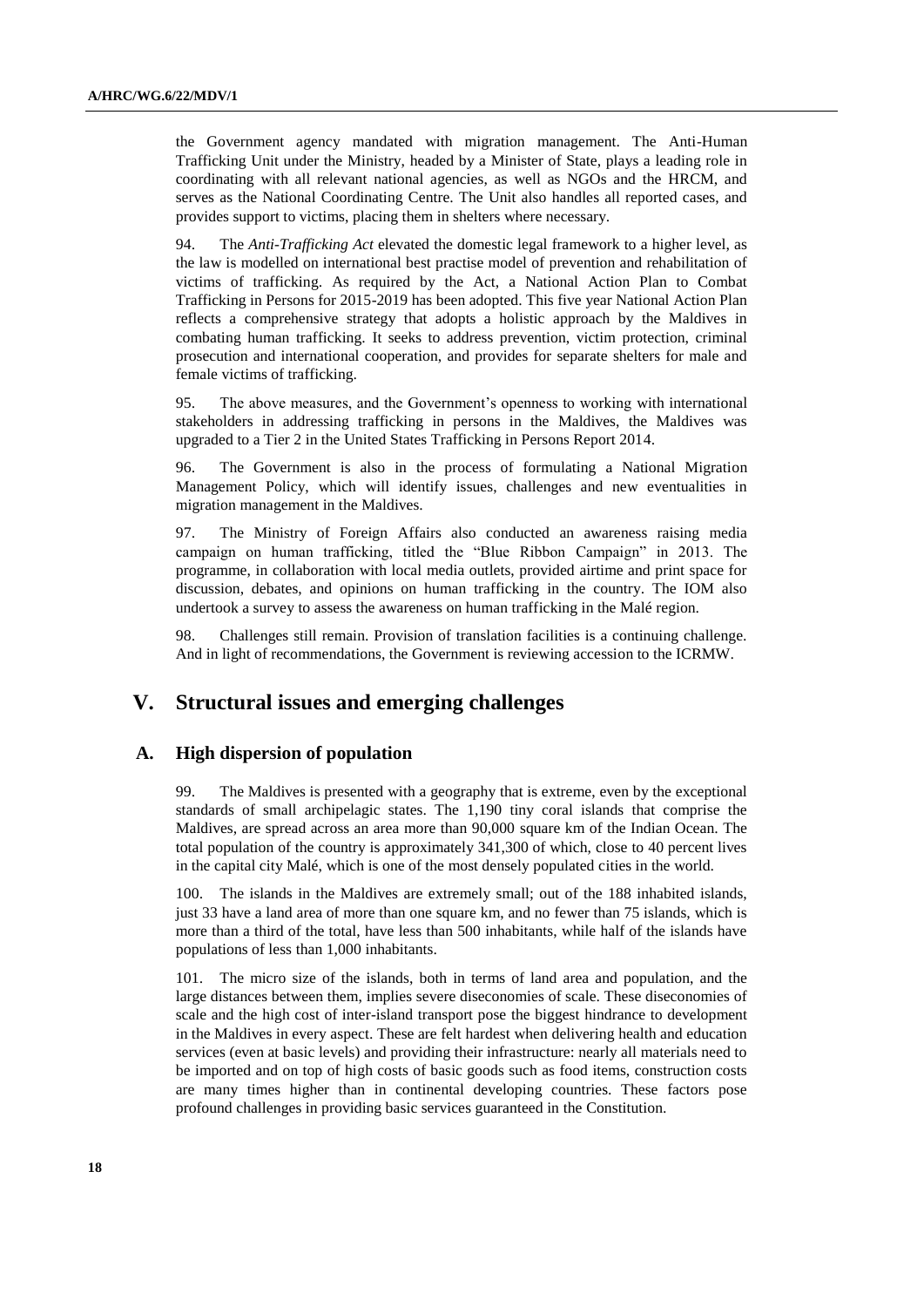the Government agency mandated with migration management. The Anti-Human Trafficking Unit under the Ministry, headed by a Minister of State, plays a leading role in coordinating with all relevant national agencies, as well as NGOs and the HRCM, and serves as the National Coordinating Centre. The Unit also handles all reported cases, and provides support to victims, placing them in shelters where necessary.

94. The *Anti-Trafficking Act* elevated the domestic legal framework to a higher level, as the law is modelled on international best practise model of prevention and rehabilitation of victims of trafficking. As required by the Act, a National Action Plan to Combat Trafficking in Persons for 2015-2019 has been adopted. This five year National Action Plan reflects a comprehensive strategy that adopts a holistic approach by the Maldives in combating human trafficking. It seeks to address prevention, victim protection, criminal prosecution and international cooperation, and provides for separate shelters for male and female victims of trafficking.

95. The above measures, and the Government's openness to working with international stakeholders in addressing trafficking in persons in the Maldives, the Maldives was upgraded to a Tier 2 in the United States Trafficking in Persons Report 2014.

96. The Government is also in the process of formulating a National Migration Management Policy, which will identify issues, challenges and new eventualities in migration management in the Maldives.

97. The Ministry of Foreign Affairs also conducted an awareness raising media campaign on human trafficking, titled the "Blue Ribbon Campaign" in 2013. The programme, in collaboration with local media outlets, provided airtime and print space for discussion, debates, and opinions on human trafficking in the country. The IOM also undertook a survey to assess the awareness on human trafficking in the Malé region.

98. Challenges still remain. Provision of translation facilities is a continuing challenge. And in light of recommendations, the Government is reviewing accession to the ICRMW.

## V. Structural issues and emerging challenges

### A. High dispersion of population

99. The Maldives is presented with a geography that is extreme, even by the exceptional standards of small archipelagic states. The 1,190 tiny coral islands that comprise the Maldives, are spread across an area more than 90,000 square km of the Indian Ocean. The total population of the country is approximately 341,300 of which, close to 40 percent lives in the capital city Malé, which is one of the most densely populated cities in the world.

100. The islands in the Maldives are extremely small; out of the 188 inhabited islands, just 33 have a land area of more than one square km, and no fewer than 75 islands, which is more than a third of the total, have less than 500 inhabitants, while half of the islands have populations of less than 1,000 inhabitants.

101. The micro size of the islands, both in terms of land area and population, and the large distances between them, implies severe diseconomies of scale. These diseconomies of scale and the high cost of inter-island transport pose the biggest hindrance to development in the Maldives in every aspect. These are felt hardest when delivering health and education services (even at basic levels) and providing their infrastructure: nearly all materials need to be imported and on top of high costs of basic goods such as food items, construction costs are many times higher than in continental developing countries. These factors pose profound challenges in providing basic services guaranteed in the Constitution.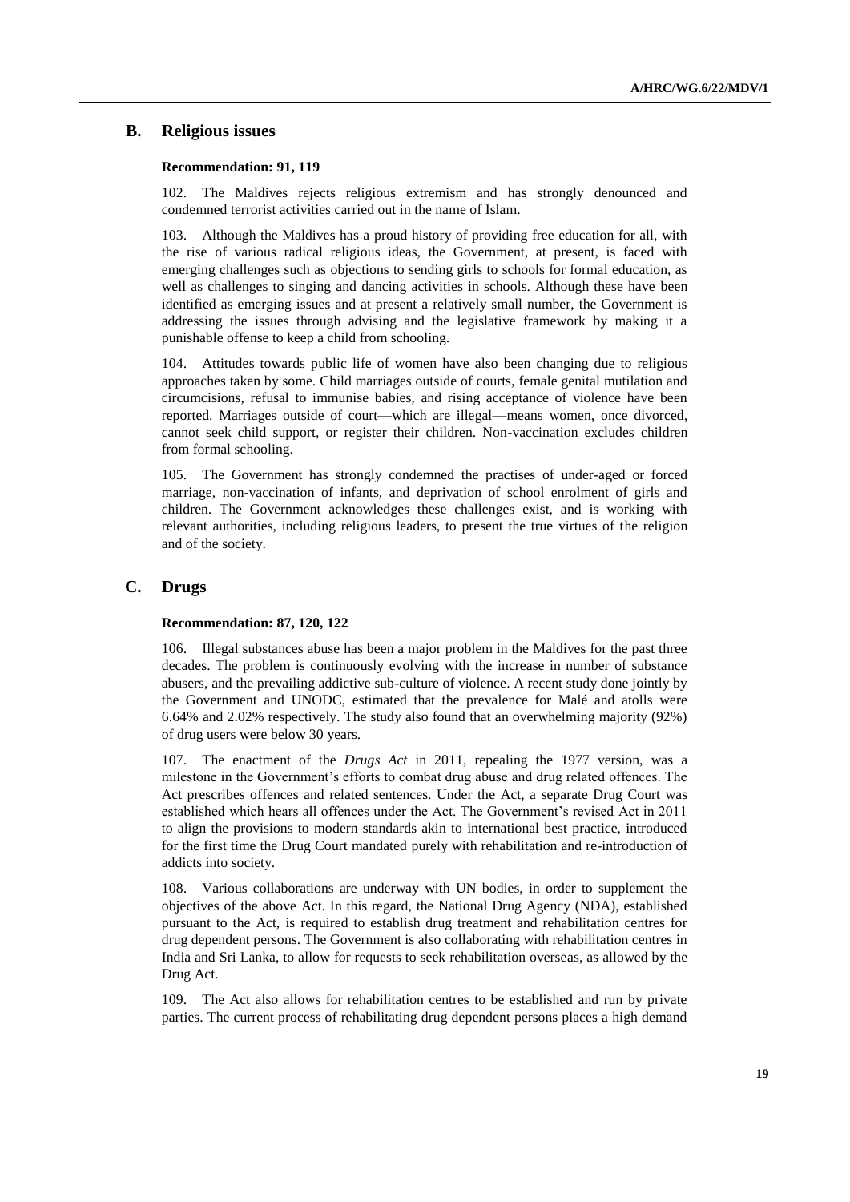## B. Religious issues

**Recommendation: 91, 119**

102. The Maldives rejects religious extremism and has strongly denounced and condemned terrorist activities carried out in the name of Islam.

103. Although the Maldives has a proud history of providing free education for all, with the rise of various radical religious ideas, the Government, at present, is faced with emerging challenges such as objections to sending girls to schools for formal education, as well as challenges to singing and dancing activities in schools. Although these have been identified as emerging issues and at present a relatively small number, the Government is addressing the issues through advising and the legislative framework by making it a punishable offense to keep a child from schooling.

104. Attitudes towards public life of women have also been changing due to religious approaches taken by some. Child marriages outside of courts, female genital mutilation and circumcisions, refusal to immunise babies, and rising acceptance of violence have been reported. Marriages outside of court—which are illegal—means women, once divorced, cannot seek child support, or register their children. Non-vaccination excludes children from formal schooling.

105. The Government has strongly condemned the practises of under-aged or forced marriage, non-vaccination of infants, and deprivation of school enrolment of girls and children. The Government acknowledges these challenges exist, and is working with relevant authorities, including religious leaders, to present the true virtues of the religion and of the society.

## C. Drugs

**Recommendation: 87, 120, 122**

106. Illegal substances abuse has been a major problem in the Maldives for the past three decades. The problem is continuously evolving with the increase in number of substance abusers, and the prevailing addictive sub-culture of violence. A recent study done jointly by the Government and UNODC, estimated that the prevalence for Malé and atolls were 6.64% and 2.02% respectively. The study also found that an overwhelming majority (92%) of drug users were below 30 years.

107. The enactment of the *Drugs Act* in 2011, repealing the 1977 version, was a milestone in the Government's efforts to combat drug abuse and drug related offences. The Act prescribes offences and related sentences. Under the Act, a separate Drug Court was established which hears all offences under the Act. The Government's revised Act in 2011 to align the provisions to modern standards akin to international best practice, introduced for the first time the Drug Court mandated purely with rehabilitation and re-introduction of addicts into society.

108. Various collaborations are underway with UN bodies, in order to supplement the objectives of the above Act. In this regard, the National Drug Agency (NDA), established pursuant to the Act, is required to establish drug treatment and rehabilitation centres for drug dependent persons. The Government is also collaborating with rehabilitation centres in India and Sri Lanka, to allow for requests to seek rehabilitation overseas, as allowed by the Drug Act.

109. The Act also allows for rehabilitation centres to be established and run by private parties. The current process of rehabilitating drug dependent persons places a high demand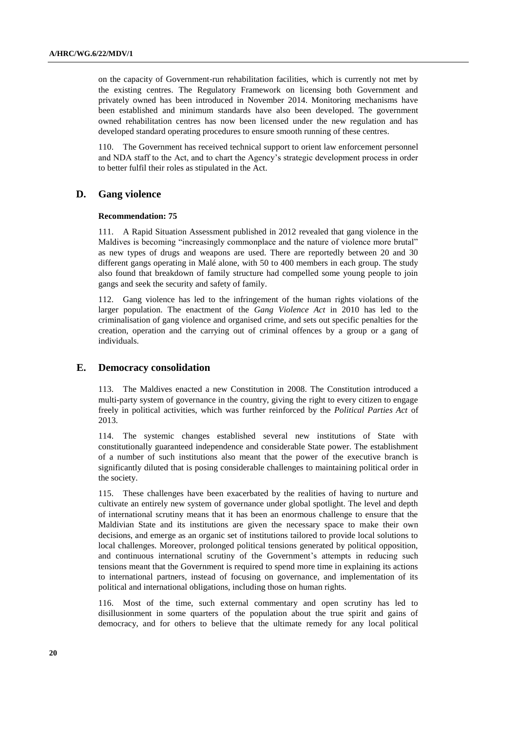on the capacity of Government-run rehabilitation facilities, which is currently not met by the existing centres. The Regulatory Framework on licensing both Government and privately owned has been introduced in November 2014. Monitoring mechanisms have been established and minimum standards have also been developed. The government owned rehabilitation centres has now been licensed under the new regulation and has developed standard operating procedures to ensure smooth running of these centres.

110. The Government has received technical support to orient law enforcement personnel and NDA staff to the Act, and to chart the Agency's strategic development process in order to better fulfil their roles as stipulated in the Act.

## D. Gang violence

**Recommendation: 75**

111. A Rapid Situation Assessment published in 2012 revealed that gang violence in the Maldives is becoming "increasingly commonplace and the nature of violence more brutal" as new types of drugs and weapons are used. There are reportedly between 20 and 30 different gangs operating in Malé alone, with 50 to 400 members in each group. The study also found that breakdown of family structure had compelled some young people to join gangs and seek the security and safety of family.

112. Gang violence has led to the infringement of the human rights violations of the larger population. The enactment of the *Gang Violence Act* in 2010 has led to the criminalisation of gang violence and organised crime, and sets out specific penalties for the creation, operation and the carrying out of criminal offences by a group or a gang of individuals.

## E. Democracy consolidation

113. The Maldives enacted a new Constitution in 2008. The Constitution introduced a multi-party system of governance in the country, giving the right to every citizen to engage freely in political activities, which was further reinforced by the *Political Parties Act* of 2013.

114. The systemic changes established several new institutions of State with constitutionally guaranteed independence and considerable State power. The establishment of a number of such institutions also meant that the power of the executive branch is significantly diluted that is posing considerable challenges to maintaining political order in the society.

115. These challenges have been exacerbated by the realities of having to nurture and cultivate an entirely new system of governance under global spotlight. The level and depth of international scrutiny means that it has been an enormous challenge to ensure that the Maldivian State and its institutions are given the necessary space to make their own decisions, and emerge as an organic set of institutions tailored to provide local solutions to local challenges. Moreover, prolonged political tensions generated by political opposition, and continuous international scrutiny of the Government's attempts in reducing such tensions meant that the Government is required to spend more time in explaining its actions to international partners, instead of focusing on governance, and implementation of its political and international obligations, including those on human rights.

116. Most of the time, such external commentary and open scrutiny has led to disillusionment in some quarters of the population about the true spirit and gains of democracy, and for others to believe that the ultimate remedy for any local political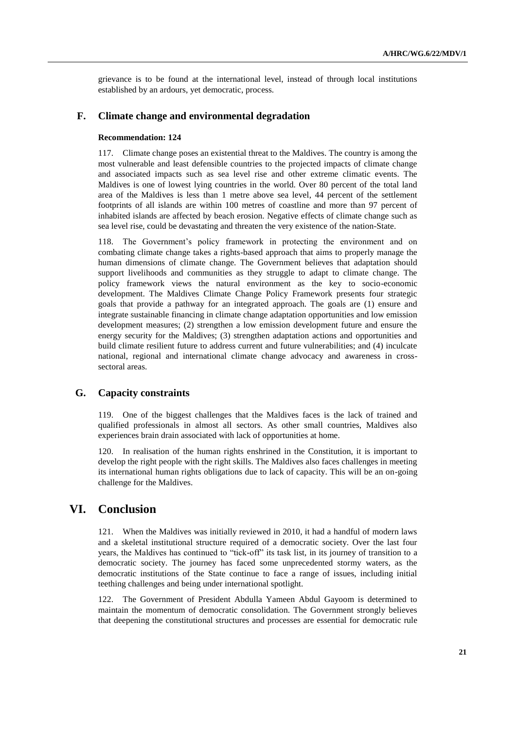grievance is to be found at the international level, instead of through local institutions established by an ardours, yet democratic, process.

## F. Climate change and environmental degradation

**Recommendation: 124**

117. Climate change poses an existential threat to the Maldives. The country is among the most vulnerable and least defensible countries to the projected impacts of climate change and associated impacts such as sea level rise and other extreme climatic events. The Maldives is one of lowest lying countries in the world. Over 80 percent of the total land area of the Maldives is less than 1 metre above sea level, 44 percent of the settlement footprints of all islands are within 100 metres of coastline and more than 97 percent of inhabited islands are affected by beach erosion. Negative effects of climate change such as sea level rise, could be devastating and threaten the very existence of the nation-State.

118. The Government's policy framework in protecting the environment and on combating climate change takes a rights-based approach that aims to properly manage the human dimensions of climate change. The Government believes that adaptation should support livelihoods and communities as they struggle to adapt to climate change. The policy framework views the natural environment as the key to socio-economic development. The Maldives Climate Change Policy Framework presents four strategic goals that provide a pathway for an integrated approach. The goals are (1) ensure and integrate sustainable financing in climate change adaptation opportunities and low emission development measures; (2) strengthen a low emission development future and ensure the energy security for the Maldives; (3) strengthen adaptation actions and opportunities and build climate resilient future to address current and future vulnerabilities; and (4) inculcate national, regional and international climate change advocacy and awareness in cross-sectoral areas.

## G. Capacity constraints

119. One of the biggest challenges that the Maldives faces is the lack of trained and qualified professionals in almost all sectors. As other small countries, Maldives also experiences brain drain associated with lack of opportunities at home.

120. In realisation of the human rights enshrined in the Constitution, it is important to develop the right people with the right skills. The Maldives also faces challenges in meeting its international human rights obligations due to lack of capacity. This will be an on-going challenge for the Maldives.

# VI. Conclusion

121. When the Maldives was initially reviewed in 2010, it had a handful of modern laws and a skeletal institutional structure required of a democratic society. Over the last four years, the Maldives has continued to "tick-off" its task list, in its journey of transition to a democratic society. The journey has faced some unprecedented stormy waters, as the democratic institutions of the State continue to face a range of issues, including initial teething challenges and being under international spotlight.

122. The Government of President Abdulla Yameen Abdul Gayoom is determined to maintain the momentum of democratic consolidation. The Government strongly believes that deepening the constitutional structures and processes are essential for democratic rule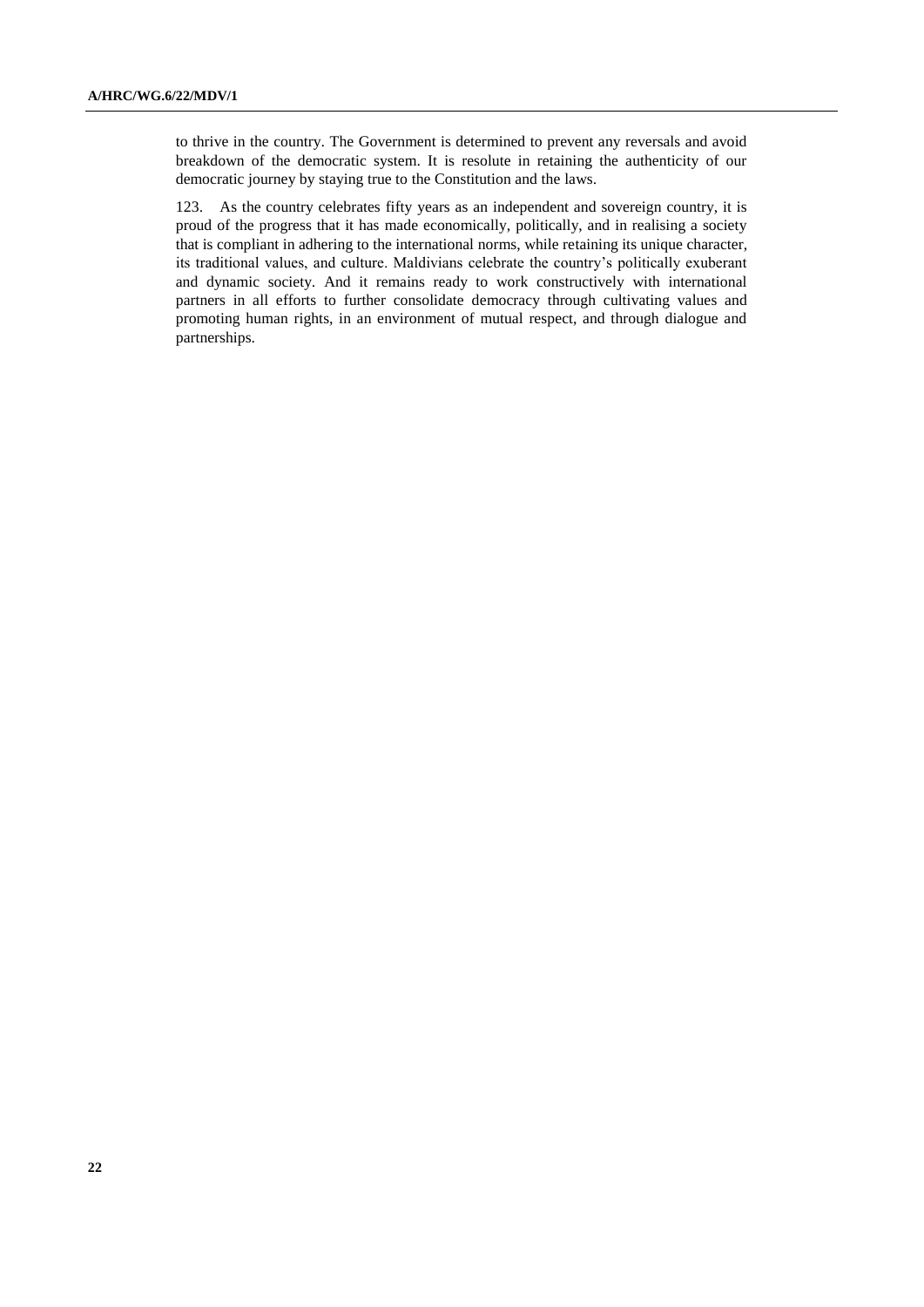to thrive in the country. The Government is determined to prevent any reversals and avoid breakdown of the democratic system. It is resolute in retaining the authenticity of our democratic journey by staying true to the Constitution and the laws.

123. As the country celebrates fifty years as an independent and sovereign country, it is proud of the progress that it has made economically, politically, and in realising a society that is compliant in adhering to the international norms, while retaining its unique character, its traditional values, and culture. Maldivians celebrate the country's politically exuberant and dynamic society. And it remains ready to work constructively with international partners in all efforts to further consolidate democracy through cultivating values and promoting human rights, in an environment of mutual respect, and through dialogue and partnerships.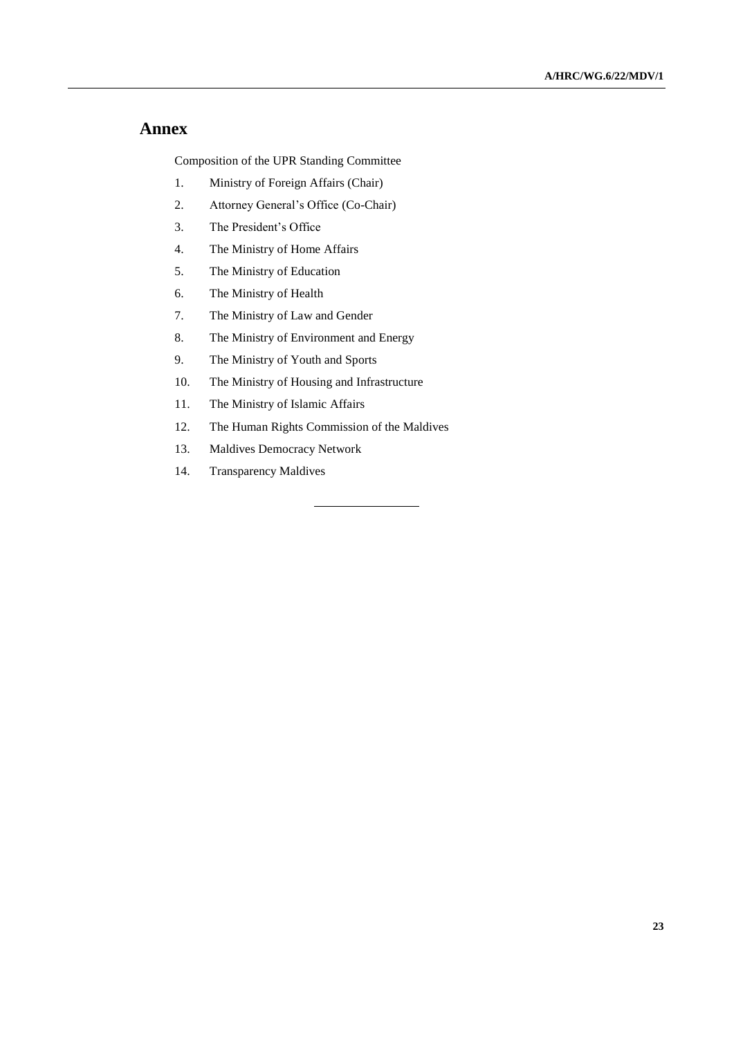# Annex

Composition of the UPR Standing Committee

1. Ministry of Foreign Affairs (Chair)
2. Attorney General's Office (Co-Chair)
3. The President's Office
4. The Ministry of Home Affairs
5. The Ministry of Education
6. The Ministry of Health
7. The Ministry of Law and Gender
8. The Ministry of Environment and Energy
9. The Ministry of Youth and Sports
10. The Ministry of Housing and Infrastructure
11. The Ministry of Islamic Affairs
12. The Human Rights Commission of the Maldives
13. Maldives Democracy Network
14. Transparency Maldives